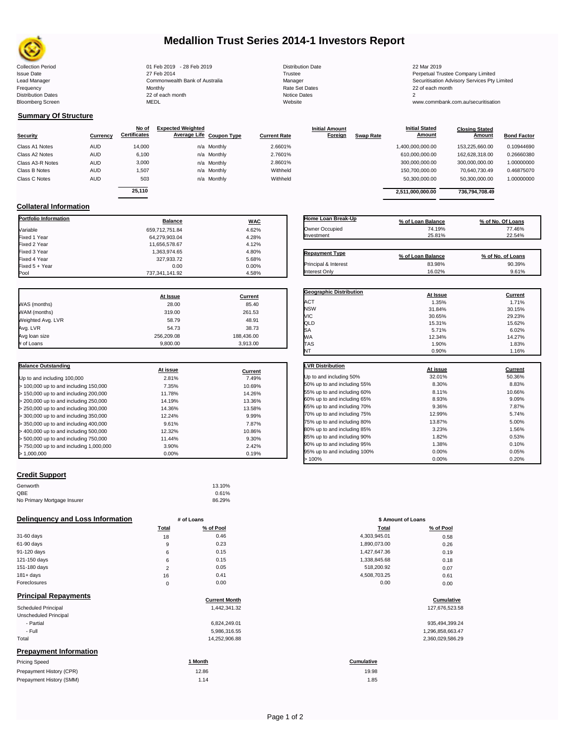# Medallion Trust Series 2014-1 Investors Report

| | | | |
|---|---|---|---|
| Collection Period | 01 Feb 2019 - 28 Feb 2019 | Distribution Date | 22 Mar 2019 |
| Issue Date | 27 Feb 2014 | Trustee | Perpetual Trustee Company Limited |
| Lead Manager | Commonwealth Bank of Australia | Manager | Securitisation Advisory Services Pty Limited |
| Frequency | Monthly | Rate Set Dates | 22 of each month |
| Distribution Dates | 22 of each month | Notice Dates | 2 |
| Bloomberg Screen | MEDL | Website | www.commbank.com.au/securitisation |

## Summary Of Structure

| Security | Currency | No of Certificates | Expected Weighted Average Life | Coupon Type | Current Rate | Initial Amount Foreign | Swap Rate | Initial Stated Amount | Closing Stated Amount | Bond Factor |
|---|---|---|---|---|---|---|---|---|---|---|
| Class A1 Notes | AUD | 14,000 | n/a | Monthly | 2.6601% | | | 1,400,000,000.00 | 153,225,660.00 | 0.10944690 |
| Class A2 Notes | AUD | 6,100 | n/a | Monthly | 2.7601% | | | 610,000,000.00 | 162,628,318.00 | 0.26660380 |
| Class A3-R Notes | AUD | 3,000 | n/a | Monthly | 2.8601% | | | 300,000,000.00 | 300,000,000.00 | 1.00000000 |
| Class B Notes | AUD | 1,507 | n/a | Monthly | Withheld | | | 150,700,000.00 | 70,640,730.49 | 0.46875070 |
| Class C Notes | AUD | 503 | n/a | Monthly | Withheld | | | 50,300,000.00 | 50,300,000.00 | 1.00000000 |
| | | 25,110 | | | | | | 2,511,000,000.00 | 736,794,708.49 | |

## Collateral Information

| Portfolio Information | Balance | WAC |
|---|---|---|
| Variable | 659,712,751.84 | 4.62% |
| Fixed 1 Year | 64,279,903.04 | 4.28% |
| Fixed 2 Year | 11,656,578.67 | 4.12% |
| Fixed 3 Year | 1,363,974.65 | 4.80% |
| Fixed 4 Year | 327,933.72 | 5.68% |
| Fixed 5 + Year | 0.00 | 0.00% |
| Pool | 737,341,141.92 | 4.58% |

| Home Loan Break-Up | % of Loan Balance | % of No. Of Loans |
|---|---|---|
| Owner Occupied | 74.19% | 77.46% |
| Investment | 25.81% | 22.54% |

| Repayment Type | % of Loan Balance | % of No. of Loans |
|---|---|---|
| Principal & Interest | 83.98% | 90.39% |
| Interest Only | 16.02% | 9.61% |

| | At Issue | Current |
|---|---|---|
| WAS (months) | 28.00 | 85.40 |
| WAM (months) | 319.00 | 261.53 |
| Weighted Avg. LVR | 58.79 | 48.91 |
| Avg. LVR | 54.73 | 38.73 |
| Avg loan size | 256,209.08 | 188,436.00 |
| # of Loans | 9,800.00 | 3,913.00 |

| Geographic Distribution | At Issue | Current |
|---|---|---|
| ACT | 1.35% | 1.71% |
| NSW | 31.84% | 30.15% |
| VIC | 30.65% | 29.23% |
| QLD | 15.31% | 15.62% |
| SA | 5.71% | 6.02% |
| WA | 12.34% | 14.27% |
| TAS | 1.90% | 1.83% |
| NT | 0.90% | 1.16% |

| Balance Outstanding | At issue | Current |
|---|---|---|
| Up to and including 100,000 | 2.81% | 7.49% |
| > 100,000 up to and including 150,000 | 7.35% | 10.69% |
| > 150,000 up to and including 200,000 | 11.78% | 14.26% |
| > 200,000 up to and including 250,000 | 14.19% | 13.36% |
| > 250,000 up to and including 300,000 | 14.36% | 13.58% |
| > 300,000 up to and including 350,000 | 12.24% | 9.99% |
| > 350,000 up to and including 400,000 | 9.61% | 7.87% |
| > 400,000 up to and including 500,000 | 12.32% | 10.86% |
| > 500,000 up to and including 750,000 | 11.44% | 9.30% |
| > 750,000 up to and including 1,000,000 | 3.90% | 2.42% |
| > 1,000,000 | 0.00% | 0.19% |

| LVR Distribution | At issue | Current |
|---|---|---|
| Up to and including 50% | 32.01% | 50.36% |
| 50% up to and including 55% | 8.30% | 8.83% |
| 55% up to and including 60% | 8.11% | 10.66% |
| 60% up to and including 65% | 8.93% | 9.09% |
| 65% up to and including 70% | 9.36% | 7.87% |
| 70% up to and including 75% | 12.99% | 5.74% |
| 75% up to and including 80% | 13.87% | 5.00% |
| 80% up to and including 85% | 3.23% | 1.56% |
| 85% up to and including 90% | 1.82% | 0.53% |
| 90% up to and including 95% | 1.38% | 0.10% |
| 95% up to and including 100% | 0.00% | 0.05% |
| > 100% | 0.00% | 0.20% |

## Credit Support

| | |
|---|---|
| Genworth | 13.10% |
| QBE | 0.61% |
| No Primary Mortgage Insurer | 86.29% |

## Delinquency and Loss Information

| | # of Loans Total | # of Loans % of Pool | $ Amount of Loans Total | $ Amount of Loans % of Pool |
|---|---|---|---|---|
| 31-60 days | 18 | 0.46 | 4,303,945.01 | 0.58 |
| 61-90 days | 9 | 0.23 | 1,890,073.00 | 0.26 |
| 91-120 days | 6 | 0.15 | 1,427,647.36 | 0.19 |
| 121-150 days | 6 | 0.15 | 1,338,845.68 | 0.18 |
| 151-180 days | 2 | 0.05 | 518,200.92 | 0.07 |
| 181+ days | 16 | 0.41 | 4,508,703.25 | 0.61 |
| Foreclosures | 0 | 0.00 | 0.00 | 0.00 |

## Principal Repayments

| | Current Month | Cumulative |
|---|---|---|
| Scheduled Principal | 1,442,341.32 | 127,676,523.58 |
| Unscheduled Principal | | |
| - Partial | 6,824,249.01 | 935,494,399.24 |
| - Full | 5,986,316.55 | 1,296,858,663.47 |
| Total | 14,252,906.88 | 2,360,029,586.29 |

## Prepayment Information

| Pricing Speed | 1 Month | Cumulative |
|---|---|---|
| Prepayment History (CPR) | 12.86 | 19.98 |
| Prepayment History (SMM) | 1.14 | 1.85 |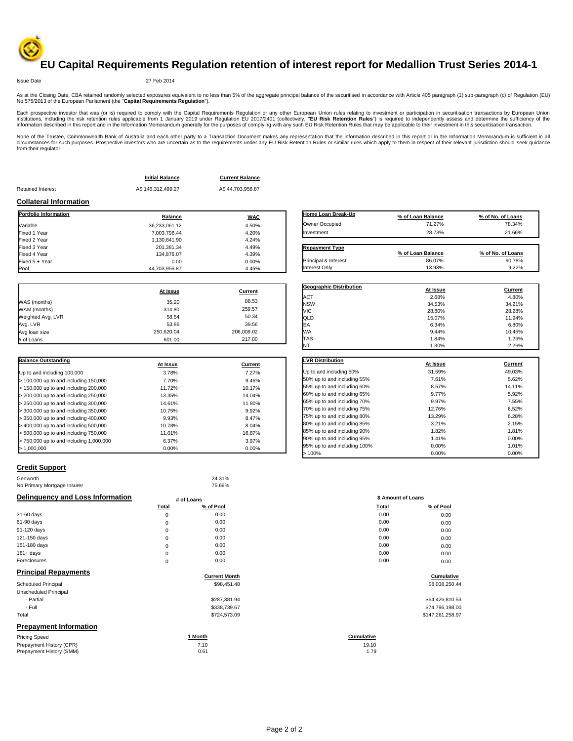# EU Capital Requirements Regulation retention of interest report for Medallion Trust Series 2014-1

Issue Date 27 Feb 2014

As at the Closing Date, CBA retained randomly selected exposures equivalent to no less than 5% of the aggregate principal balance of the securitised in accordance with Article 405 paragraph (1) sub-paragraph (c) of Regulation (EU) No 575/2013 of the European Parliament (the "**Capital Requirements Regulation**").

Each prospective investor that was (or is) required to comply with the Capital Requirements Regulation or any other European Union rules relating to investment or participation in securitisation transactions by European Union institutions, including the risk retention rules applicable from 1 January 2019 under Regulation EU 2017/2401 (collectively, "**EU Risk Retention Rules**") is required to independently assess and determine the sufficiency of the information described in this report and in the Information Memorandum generally for the purposes of complying with any such EU Risk Retention Rules that may be applicable to their investment in this securitisation transaction.

None of the Trustee, Commonwealth Bank of Australia and each other party to a Transaction Document makes any representation that the information described in this report or in the Information Memorandum is sufficient in all circumstances for such purposes. Prospective investors who are uncertain as to the requirements under any EU Risk Retention Rules or similar rules which apply to them in respect of their relevant jurisdiction should seek guidance from their regulator.

| | Initial Balance | Current Balance |
|---|---|---|
| Retained Interest | A$ 146,312,499.27 | A$ 44,703,956.87 |

## Collateral Information

| Portfolio Information | Balance | WAC |
|---|---|---|
| Variable | 36,233,061.12 | 4.50% |
| Fixed 1 Year | 7,003,796.44 | 4.20% |
| Fixed 2 Year | 1,130,841.90 | 4.24% |
| Fixed 3 Year | 201,381.34 | 4.49% |
| Fixed 4 Year | 134,876.07 | 4.39% |
| Fixed 5 + Year | 0.00 | 0.00% |
| Pool | 44,703,956.87 | 4.45% |

| Home Loan Break-Up | % of Loan Balance | % of No. of Loans |
|---|---|---|
| Owner Occupied | 71.27% | 78.34% |
| Investment | 28.73% | 21.66% |

| Repayment Type | % of Loan Balance | % of No. of Loans |
|---|---|---|
| Principal & Interest | 86.07% | 90.78% |
| Interest Only | 13.93% | 9.22% |

| | At Issue | Current |
|---|---|---|
| WAS (months) | 35.20 | 88.53 |
| WAM (months) | 314.80 | 259.57 |
| Weighted Avg. LVR | 58.54 | 50.34 |
| Avg. LVR | 53.86 | 39.56 |
| Avg loan size | 250,620.04 | 206,009.02 |
| # of Loans | 601.00 | 217.00 |

| Geographic Distribution | At Issue | Current |
|---|---|---|
| ACT | 2.68% | 4.80% |
| NSW | 34.53% | 34.21% |
| VIC | 28.80% | 28.28% |
| QLD | 15.07% | 11.94% |
| SA | 6.34% | 6.80% |
| WA | 9.44% | 10.45% |
| TAS | 1.84% | 1.26% |
| NT | 1.30% | 2.26% |

| Balance Outstanding | At Issue | Current |
|---|---|---|
| Up to and including 100,000 | 3.78% | 7.27% |
| > 100,000 up to and including 150,000 | 7.70% | 9.46% |
| > 150,000 up to and including 200,000 | 11.72% | 10.17% |
| > 200,000 up to and including 250,000 | 13.35% | 14.04% |
| > 250,000 up to and including 300,000 | 14.61% | 11.80% |
| > 300,000 up to and including 350,000 | 10.75% | 9.92% |
| > 350,000 up to and including 400,000 | 9.93% | 8.47% |
| > 400,000 up to and including 500,000 | 10.78% | 8.04% |
| > 500,000 up to and including 750,000 | 11.01% | 16.87% |
| > 750,000 up to and including 1,000,000 | 6.37% | 3.97% |
| > 1,000,000 | 0.00% | 0.00% |

| LVR Distribution | At Issue | Current |
|---|---|---|
| Up to and including 50% | 31.59% | 49.03% |
| 50% up to and including 55% | 7.61% | 5.62% |
| 55% up to and including 60% | 8.57% | 14.11% |
| 60% up to and including 65% | 9.77% | 5.92% |
| 65% up to and including 70% | 9.97% | 7.55% |
| 70% up to and including 75% | 12.76% | 6.52% |
| 75% up to and including 80% | 13.29% | 6.28% |
| 80% up to and including 85% | 3.21% | 2.15% |
| 85% up to and including 90% | 1.82% | 1.81% |
| 90% up to and including 95% | 1.41% | 0.00% |
| 95% up to and including 100% | 0.00% | 1.01% |
| > 100% | 0.00% | 0.00% |

## Credit Support

| | |
|---|---|
| Genworth | 24.31% |
| No Primary Mortgage Insurer | 75.69% |

## Delinquency and Loss Information

| | # of Loans Total | # of Loans % of Pool | $ Amount of Loans Total | $ Amount of Loans % of Pool |
|---|---|---|---|---|
| 31-60 days | 0 | 0.00 | 0.00 | 0.00 |
| 61-90 days | 0 | 0.00 | 0.00 | 0.00 |
| 91-120 days | 0 | 0.00 | 0.00 | 0.00 |
| 121-150 days | 0 | 0.00 | 0.00 | 0.00 |
| 151-180 days | 0 | 0.00 | 0.00 | 0.00 |
| 181+ days | 0 | 0.00 | 0.00 | 0.00 |
| Foreclosures | 0 | 0.00 | 0.00 | 0.00 |

## Principal Repayments

| | Current Month | Cumulative |
|---|---|---|
| Scheduled Principal | $98,451.48 | $8,038,250.44 |
| Unscheduled Principal | | |
| - Partial | $287,381.94 | $64,426,810.53 |
| - Full | $338,739.67 | $74,796,198.00 |
| Total | $724,573.09 | $147,261,258.97 |

## Prepayment Information

| Pricing Speed | 1 Month | Cumulative |
|---|---|---|
| Prepayment History (CPR) | 7.10 | 19.10 |
| Prepayment History (SMM) | 0.61 | 1.79 |